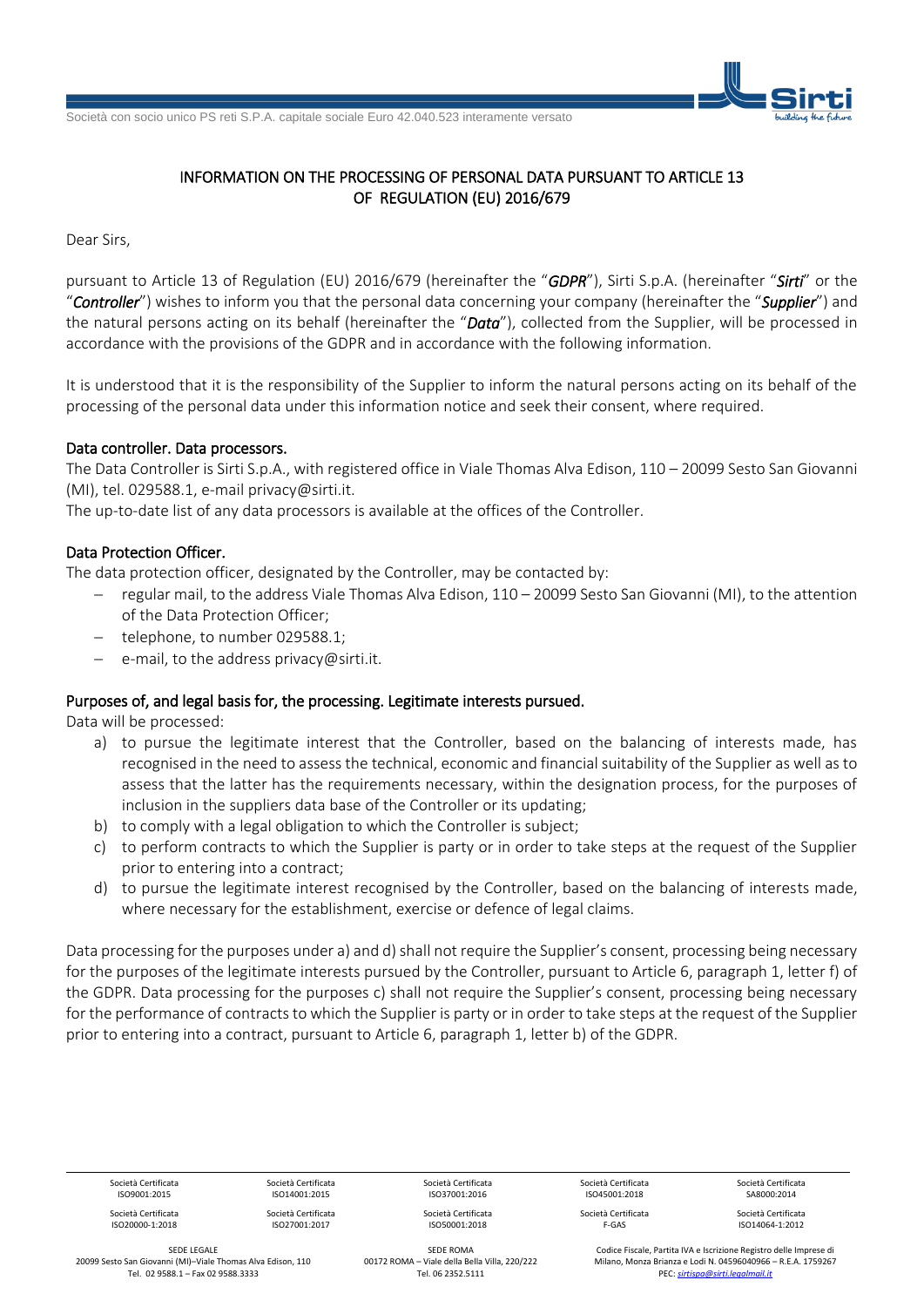# INFORMATION ON THE PROCESSING OF PERSONAL DATA PURSUANT TO ARTICLE 13 OF REGULATION (EU) 2016/679

Dear Sirs,

pursuant to Article 13 of Regulation (EU) 2016/679 (hereinafter the "***GDPR***"), Sirti S.p.A. (hereinafter "***Sirti***" or the "***Controller***") wishes to inform you that the personal data concerning your company (hereinafter the "***Supplier***") and the natural persons acting on its behalf (hereinafter the "***Data***"), collected from the Supplier, will be processed in accordance with the provisions of the GDPR and in accordance with the following information.

It is understood that it is the responsibility of the Supplier to inform the natural persons acting on its behalf of the processing of the personal data under this information notice and seek their consent, where required.

## Data controller. Data processors.

The Data Controller is Sirti S.p.A., with registered office in Viale Thomas Alva Edison, 110 – 20099 Sesto San Giovanni (MI), tel. 029588.1, e-mail privacy@sirti.it.

The up-to-date list of any data processors is available at the offices of the Controller.

## Data Protection Officer.

The data protection officer, designated by the Controller, may be contacted by:

- regular mail, to the address Viale Thomas Alva Edison, 110 – 20099 Sesto San Giovanni (MI), to the attention of the Data Protection Officer;
- telephone, to number 029588.1;
- e-mail, to the address privacy@sirti.it.

## Purposes of, and legal basis for, the processing. Legitimate interests pursued.

Data will be processed:

a) to pursue the legitimate interest that the Controller, based on the balancing of interests made, has recognised in the need to assess the technical, economic and financial suitability of the Supplier as well as to assess that the latter has the requirements necessary, within the designation process, for the purposes of inclusion in the suppliers data base of the Controller or its updating;
b) to comply with a legal obligation to which the Controller is subject;
c) to perform contracts to which the Supplier is party or in order to take steps at the request of the Supplier prior to entering into a contract;
d) to pursue the legitimate interest recognised by the Controller, based on the balancing of interests made, where necessary for the establishment, exercise or defence of legal claims.

Data processing for the purposes under a) and d) shall not require the Supplier's consent, processing being necessary for the purposes of the legitimate interests pursued by the Controller, pursuant to Article 6, paragraph 1, letter f) of the GDPR. Data processing for the purposes c) shall not require the Supplier's consent, processing being necessary for the performance of contracts to which the Supplier is party or in order to take steps at the request of the Supplier prior to entering into a contract, pursuant to Article 6, paragraph 1, letter b) of the GDPR.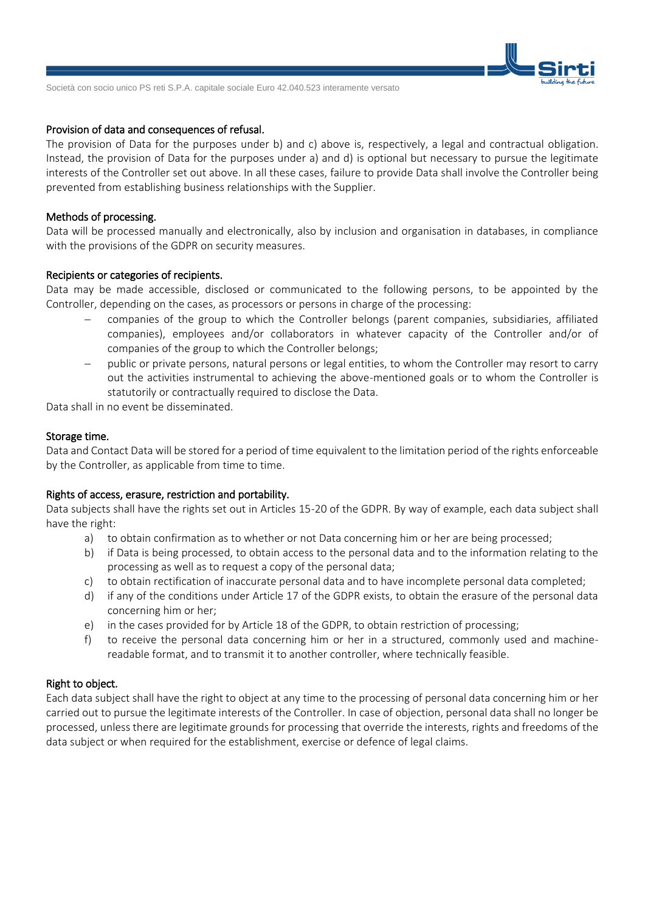### Provision of data and consequences of refusal.

The provision of Data for the purposes under b) and c) above is, respectively, a legal and contractual obligation. Instead, the provision of Data for the purposes under a) and d) is optional but necessary to pursue the legitimate interests of the Controller set out above. In all these cases, failure to provide Data shall involve the Controller being prevented from establishing business relationships with the Supplier.

### Methods of processing.

Data will be processed manually and electronically, also by inclusion and organisation in databases, in compliance with the provisions of the GDPR on security measures.

### Recipients or categories of recipients.

Data may be made accessible, disclosed or communicated to the following persons, to be appointed by the Controller, depending on the cases, as processors or persons in charge of the processing:

- companies of the group to which the Controller belongs (parent companies, subsidiaries, affiliated companies), employees and/or collaborators in whatever capacity of the Controller and/or of companies of the group to which the Controller belongs;
- public or private persons, natural persons or legal entities, to whom the Controller may resort to carry out the activities instrumental to achieving the above-mentioned goals or to whom the Controller is statutorily or contractually required to disclose the Data.

Data shall in no event be disseminated.

### Storage time.

Data and Contact Data will be stored for a period of time equivalent to the limitation period of the rights enforceable by the Controller, as applicable from time to time.

### Rights of access, erasure, restriction and portability.

Data subjects shall have the rights set out in Articles 15-20 of the GDPR. By way of example, each data subject shall have the right:

a) to obtain confirmation as to whether or not Data concerning him or her are being processed;
b) if Data is being processed, to obtain access to the personal data and to the information relating to the processing as well as to request a copy of the personal data;
c) to obtain rectification of inaccurate personal data and to have incomplete personal data completed;
d) if any of the conditions under Article 17 of the GDPR exists, to obtain the erasure of the personal data concerning him or her;
e) in the cases provided for by Article 18 of the GDPR, to obtain restriction of processing;
f) to receive the personal data concerning him or her in a structured, commonly used and machine-readable format, and to transmit it to another controller, where technically feasible.

### Right to object.

Each data subject shall have the right to object at any time to the processing of personal data concerning him or her carried out to pursue the legitimate interests of the Controller. In case of objection, personal data shall no longer be processed, unless there are legitimate grounds for processing that override the interests, rights and freedoms of the data subject or when required for the establishment, exercise or defence of legal claims.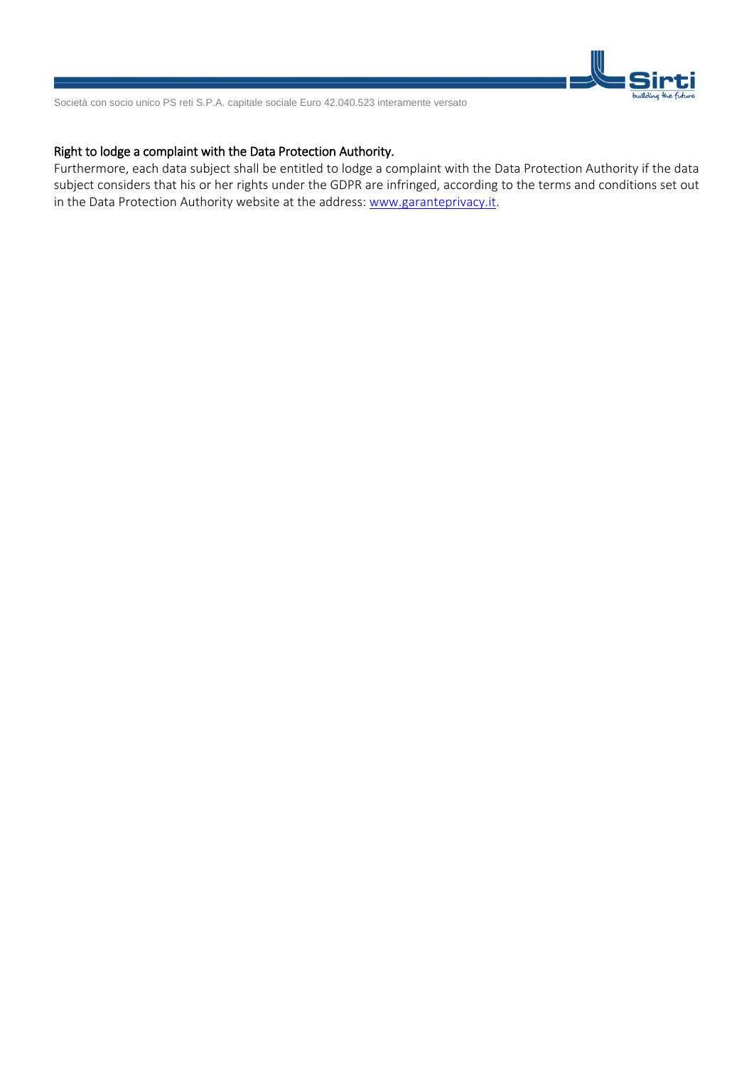## Right to lodge a complaint with the Data Protection Authority.

Furthermore, each data subject shall be entitled to lodge a complaint with the Data Protection Authority if the data subject considers that his or her rights under the GDPR are infringed, according to the terms and conditions set out in the Data Protection Authority website at the address: www.garanteprivacy.it.